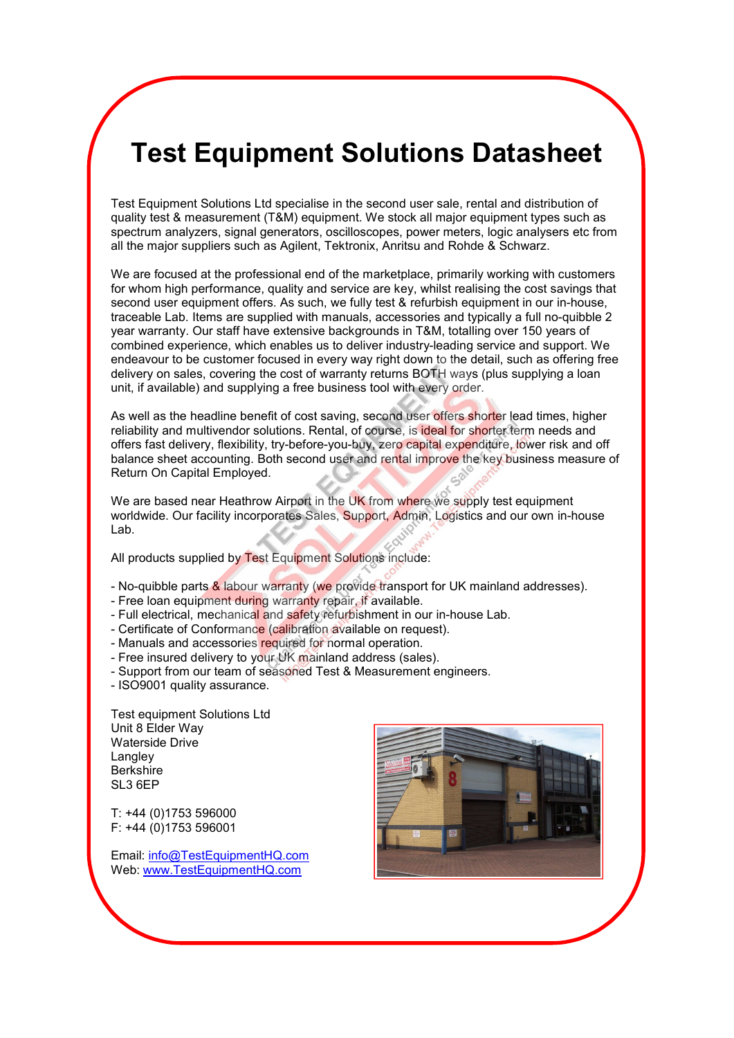# Test Equipment Solutions Datasheet

Test Equipment Solutions Ltd specialise in the second user sale, rental and distribution of quality test & measurement (T&M) equipment. We stock all major equipment types such as spectrum analyzers, signal generators, oscilloscopes, power meters, logic analysers etc from all the major suppliers such as Agilent, Tektronix, Anritsu and Rohde & Schwarz.

We are focused at the professional end of the marketplace, primarily working with customers for whom high performance, quality and service are key, whilst realising the cost savings that second user equipment offers. As such, we fully test & refurbish equipment in our in-house, traceable Lab. Items are supplied with manuals, accessories and typically a full no-quibble 2 year warranty. Our staff have extensive backgrounds in T&M, totalling over 150 years of combined experience, which enables us to deliver industry-leading service and support. We endeavour to be customer focused in every way right down to the detail, such as offering free delivery on sales, covering the cost of warranty returns BOTH ways (plus supplying a loan unit, if available) and supplying a free business tool with every order.

As well as the headline benefit of cost saving, second user offers shorter lead times, higher reliability and multivendor solutions. Rental, of course, is ideal for shorter term needs and offers fast delivery, flexibility, try-before-you-buy, zero capital expenditure, lower risk and off balance sheet accounting. Both second user and rental improve the key business measure of Return On Capital Employed.

We are based near Heathrow Airport in the UK from where we supply test equipment worldwide. Our facility incorporates Sales, Support, Admin, Logistics and our own in-house Lab.

All products supplied by Test Equipment Solutions include:

- No-quibble parts & labour warranty (we provide transport for UK mainland addresses).
- Free loan equipment during warranty repair, if available.
- Full electrical, mechanical and safety refurbishment in our in-house Lab.
- Certificate of Conformance (calibration available on request).
- Manuals and accessories required for normal operation.
- Free insured delivery to your UK mainland address (sales).
- Support from our team of seasoned Test & Measurement engineers.
- ISO9001 quality assurance.

Test equipment Solutions Ltd
Unit 8 Elder Way
Waterside Drive
Langley
Berkshire
SL3 6EP

T: +44 (0)1753 596000
F: +44 (0)1753 596001

Email: info@TestEquipmentHQ.com
Web: www.TestEquipmentHQ.com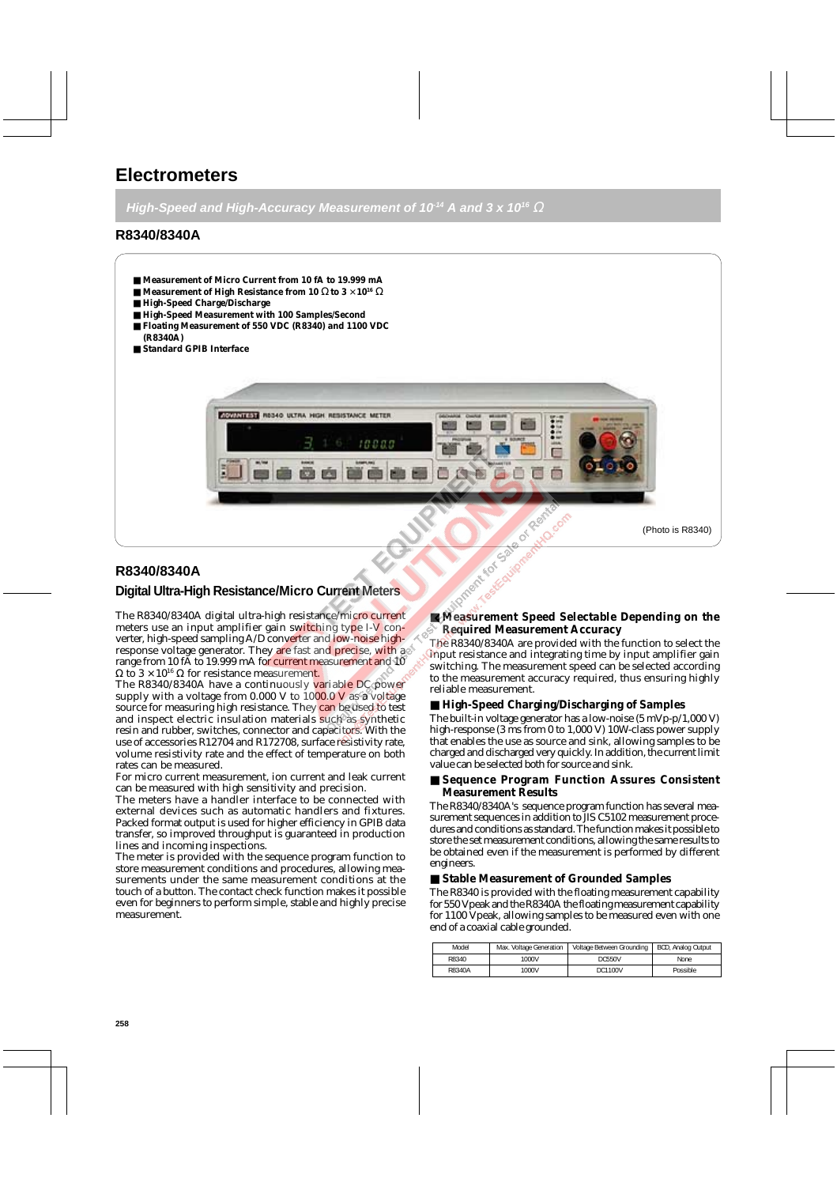# Electrometers

*High-Speed and High-Accuracy Measurement of $10^{-14}$ A and $3 \times 10^{16}$ Ω*

## R8340/8340A

- **Measurement of Micro Current from 10 fA to 19.999 mA**
- **Measurement of High Resistance from 10 Ω to $3 \times 10^{16}$ Ω**
- **High-Speed Charge/Discharge**
- **High-Speed Measurement with 100 Samples/Second**
- **Floating Measurement of 550 VDC (R8340) and 1100 VDC (R8340A)**
- **Standard GPIB Interface**

(Photo is R8340)

## R8340/8340A

### Digital Ultra-High Resistance/Micro Current Meters

The R8340/8340A digital ultra-high resistance/micro current meters use an input amplifier gain switching type I-V converter, high-speed sampling A/D converter and low-noise high-response voltage generator. They are fast and precise, with a range from 10 fA to 19.999 mA for current measurement and 10 Ω to $3 \times 10^{16}$ Ω for resistance measurement.
The R8340/8340A have a continuously variable DC power supply with a voltage from 0.000 V to 1000.0 V as a voltage source for measuring high resistance. They can be used to test and inspect electric insulation materials such as synthetic resin and rubber, switches, connector and capacitors. With the use of accessories R12704 and R172708, surface resistivity rate, volume resistivity rate and the effect of temperature on both rates can be measured.
For micro current measurement, ion current and leak current can be measured with high sensitivity and precision.
The meters have a handler interface to be connected with external devices such as automatic handlers and fixtures. Packed format output is used for higher efficiency in GPIB data transfer, so improved throughput is guaranteed in production lines and incoming inspections.
The meter is provided with the sequence program function to store measurement conditions and procedures, allowing measurements under the same measurement conditions at the touch of a button. The contact check function makes it possible even for beginners to perform simple, stable and highly precise measurement.

### ■ Measurement Speed Selectable Depending on the Required Measurement Accuracy

The R8340/8340A are provided with the function to select the input resistance and integrating time by input amplifier gain switching. The measurement speed can be selected according to the measurement accuracy required, thus ensuring highly reliable measurement.

### ■ High-Speed Charging/Discharging of Samples

The built-in voltage generator has a low-noise (5 mVp-p/1,000 V) high-response (3 ms from 0 to 1,000 V) 10W-class power supply that enables the use as source and sink, allowing samples to be charged and discharged very quickly. In addition, the current limit value can be selected both for source and sink.

### ■ Sequence Program Function Assures Consistent Measurement Results

The R8340/8340A's sequence program function has several measurement sequences in addition to JIS C5102 measurement procedures and conditions as standard. The function makes it possible to store the set measurement conditions, allowing the same results to be obtained even if the measurement is performed by different engineers.

### ■ Stable Measurement of Grounded Samples

The R8340 is provided with the floating measurement capability for 550 Vpeak and the R8340A the floating measurement capability for 1100 Vpeak, allowing samples to be measured even with one end of a coaxial cable grounded.

| Model | Max. Voltage Generation | Voltage Between Grounding | BCD, Analog Output |
|---|---|---|---|
| R8340 | 1000V | DC550V | None |
| R8340A | 1000V | DC1100V | Possible |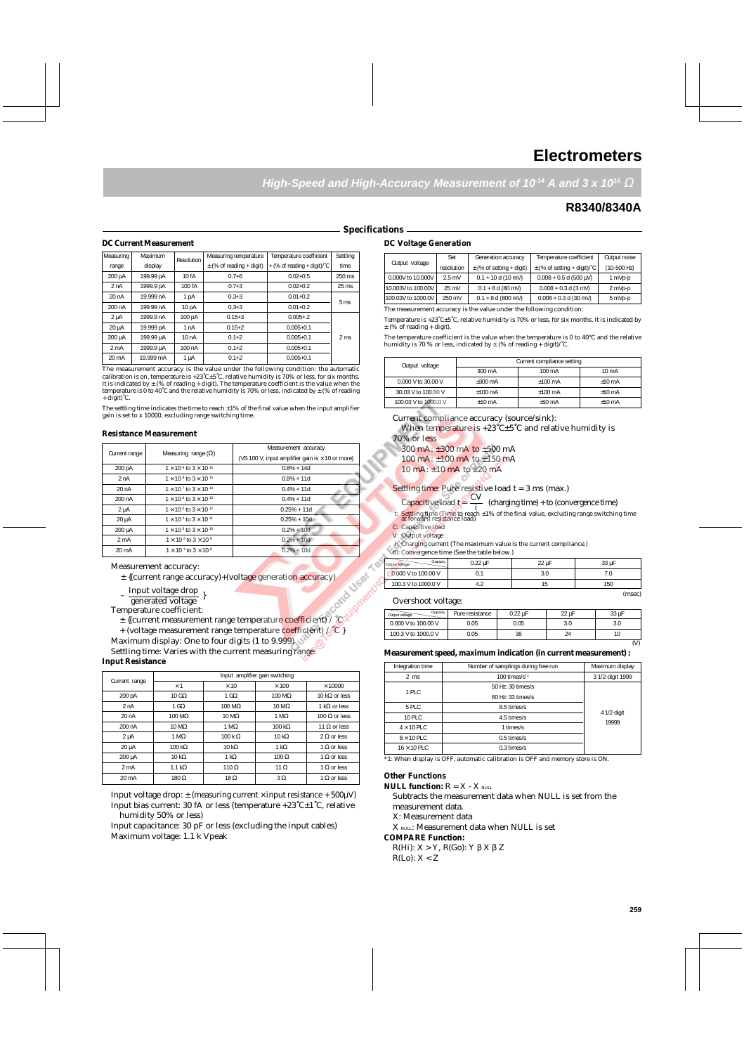# Electrometers

*High-Speed and High-Accuracy Measurement of $10^{-14}$ A and $3 \times 10^{16}$ Ω*

## R8340/8340A

## Specifications

### DC Current Measurement

| Measuring range | Maximum display | Resolution | Measuring temperature ±(% of reading + digit) | Temperature coefficient ±(% of reading + digit)/°C | Settling time |
|---|---|---|---|---|---|
| 200 pA | 199.99 pA | 10 fA | 0.7+6 | 0.02+0.5 | 250 ms |
| 2 nA | 1999.9 pA | 100 fA | 0.7+3 | 0.02+0.2 | 25 ms |
| 20 nA | 19.999 nA | 1 pA | 0.3+3 | 0.01+0.2 | 5 ms |
| 200 nA | 199.99 nA | 10 pA | 0.3+3 | 0.01+0.2 | |
| 2 µA | 1999.9 nA | 100 pA | 0.15+3 | 0.005+.2 | 2 ms |
| 20 µA | 19.999 µA | 1 nA | 0.15+2 | 0.005+0.1 | |
| 200 µA | 199.99 µA | 10 nA | 0.1+2 | 0.005+0.1 | |
| 2 mA | 1999.9 µA | 100 nA | 0.1+2 | 0.005+0.1 | |
| 20 mA | 19.999 mA | 1 µA | 0.1+2 | 0.005+0.1 | |

The measurement accuracy is the value under the following condition: the automatic calibration is on, temperature is +23°C±5°C, relative humidity is 70% or less, for six months. It is indicated by ± (% of reading + digit). The temperature coefficient is the value when the temperature is 0 to 40°C and the relative humidity is 70% or less, indicated by ± (% of reading + digit)/°C.

The settling time indicates the time to reach ±1% of the final value when the input amplifier gain is set to x 10000, excluding range switching time.

### Resistance Measurement

| Current range | Measuring range (Ω) | Measurement accuracy (VS 100 V, input amplifier gain is ×10 or more) |
|---|---|---|
| 200 pA | $1 \times 10^{9}$ to $3 \times 10^{16}$ | 0.8% + 14d |
| 2 nA | $1 \times 10^{8}$ to $3 \times 10^{15}$ | 0.8% + 11d |
| 20 nA | $1 \times 10^{7}$ to $3 \times 10^{14}$ | 0.4% + 11d |
| 200 nA | $1 \times 10^{6}$ to $3 \times 10^{13}$ | 0.4% + 11d |
| 2 µA | $1 \times 10^{5}$ to $3 \times 10^{12}$ | 0.25% + 11d |
| 20 µA | $1 \times 10^{4}$ to $3 \times 10^{11}$ | 0.25% + 10d |
| 200 µA | $1 \times 10^{3}$ to $3 \times 10^{10}$ | 0.2% + 10d |
| 2 mA | $1 \times 10^{2}$ to $3 \times 10^{9}$ | 0.2% + 10d |
| 20 mA | $1 \times 10^{1}$ to $3 \times 10^{8}$ | 0.2% + 10d |

Measurement accuracy:

± {(current range accuracy)+(voltage generation accuracy)

$- \dfrac{\text{Input voltage drop}}{\text{generated voltage}}$ }

Temperature coefficient:

± {(current measurement range temperature coefficient) / °C

+ (voltage measurement range temperature coefficient) / °C }

Maximum display: One to four digits (1 to 9.999)

Settling time: Varies with the current measuring range.

### Input Resistance

| Current range | Input amplifier gain switching ×1 | ×10 | ×100 | ×10000 |
|---|---|---|---|---|
| 200 pA | 10 GΩ | 1 GΩ | 100 MΩ | 10 kΩ or less |
| 2 nA | 1 GΩ | 100 MΩ | 10 MΩ | 1 kΩ or less |
| 20 nA | 100 MΩ | 10 MΩ | 1 MΩ | 100 Ω or less |
| 200 nA | 10 MΩ | 1 MΩ | 100 kΩ | 11 Ω or less |
| 2 µA | 1 MΩ | 100 kΩ | 10 kΩ | 2 Ω or less |
| 20 µA | 100 kΩ | 10 kΩ | 1 kΩ | 1 Ω or less |
| 200 µA | 10 kΩ | 1 kΩ | 100 Ω | 1 Ω or less |
| 2 mA | 1.1 kΩ | 110 Ω | 11 Ω | 1 Ω or less |
| 20 mA | 180 Ω | 18 Ω | 3 Ω | 1 Ω or less |

Input voltage drop: ± (measuring current × input resistance + 500µV)

Input bias current: 30 fA or less (temperature +23°C±1°C, relative humidity 50% or less)

Input capacitance: 30 pF or less (excluding the input cables)

Maximum voltage: 1.1 k Vpeak

### DC Voltage Generation

| Output voltage | Set resolution | Generation accuracy ±(% of setting + digit) | Temperature coefficient ±(% of setting + digit)/°C | Output noise (10-500 Hz) |
|---|---|---|---|---|
| 0.000V to 10.000V | 2.5 mV | 0.1 + 10 d (10 mV) | 0.008 + 0.5 d (500 µV) | 1 mVp-p |
| 10.003V to 100.00V | 25 mV | 0.1 + 8 d (80 mV) | 0.008 + 0.3 d (3 mV) | 2 mVp-p |
| 100.03V to 1000.0V | 250 mV | 0.1 + 8 d (800 mV) | 0.008 + 0.3 d (30 mV) | 5 mVp-p |

The measurement accuracy is the value under the following condition:

Temperature is +23°C±5°C, relative humidity is 70% or less, for six months. It is indicated by ± (% of reading + digit).

The temperature coefficient is the value when the temperature is 0 to 40°C and the relative humidity is 70 % or less, indicated by ± (% of reading + digit)/°C.

| Output voltage | Current compliance setting 300 mA | 100 mA | 10 mA |
|---|---|---|---|
| 0.000 V to 30.00 V | ±300 mA | ±100 mA | ±10 mA |
| 30.03 V to 100.00 V | ±100 mA | ±100 mA | ±10 mA |
| 100.03 V to 1000.0 V | ±10 mA | ±10 mA | ±10 mA |

Current compliance accuracy (source/sink):

When temperature is +23°C±5°C and relative humidity is 70% or less

300 mA: ±300 mA to ±500 mA

100 mA: ±100 mA to ±150 mA

10 mA: ±10 mA to ±20 mA

Settling time: Pure resistive load t = 3 ms (max.)

Capacitive load $t = \dfrac{CV}{i}$ (charging time) + to (convergence time)

t: Settling time (Time to reach ±1% of the final value, excluding range switching time at forward resistance load)

C: Capacitive load

V: Output voltage

i: Charging current (The maximum value is the current compliance.)

to: Convergence time (See the table below.)

| Output voltage \ Capacity | 0.22 µF | 22 µF | 33 µF |
|---|---|---|---|
| 0.000 V to 100.00 V | 0.1 | 3.0 | 7.0 |
| 100.3 V to 1000.0 V | 4.2 | 15 | 150 |

(msec)

Overshoot voltage:

| Output voltage \ Capacity | Pure resistance | 0.22 µF | 22 µF | 33 µF |
|---|---|---|---|---|
| 0.000 V to 100.00 V | 0.05 | 0.05 | 3.0 | 3.0 |
| 100.3 V to 1000.0 V | 0.05 | 36 | 24 | 10 |

(V)

### Measurement speed, maximum indication (in current measurement) :

| Integration time | Number of samplings during free run | Maximum display |
|---|---|---|
| 2 ms | 100 times/s*1 | 3 1/2-digit 1999 |
| 1 PLC | 50 Hz: 30 times/s<br>60 Hz: 33 times/s | 4 1/2-digit 19999 |
| 5 PLC | 8.5 times/s | |
| 10 PLC | 4.5 times/s | |
| 4 × 10 PLC | 1 times/s | |
| 8 × 10 PLC | 0.5 times/s | |
| 16 × 10 PLC | 0.3 times/s | |

*1: When display is OFF, automatic calibration is OFF and memory store is ON.

### Other Functions

**NULL function:** $R = X - X_{NULL}$

Subtracts the measurement data when NULL is set from the measurement data.

X: Measurement data

$X_{NULL}$: Measurement data when NULL is set

**COMPARE Function:**

R(Hi): X > Y, R(Go): Y β X β Z

R(Lo): X < Z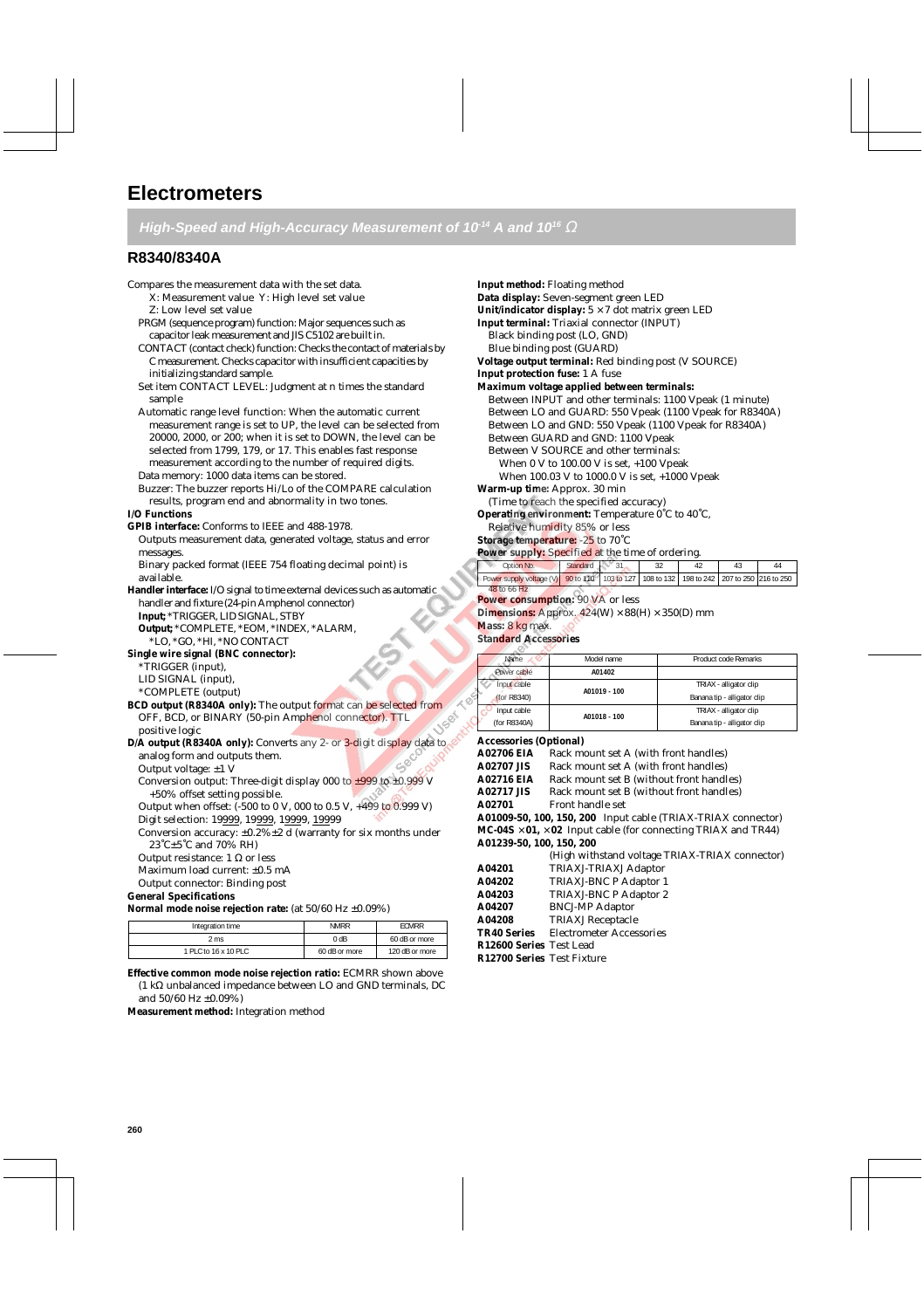# Electrometers

*High-Speed and High-Accuracy Measurement of $10^{-14}$ A and $10^{16}$ Ω*

## R8340/8340A

Compares the measurement data with the set data.
X: Measurement value Y: High level set value
Z: Low level set value

PRGM (sequence program) function: Major sequences such as capacitor leak measurement and JIS C5102 are built in.

CONTACT (contact check) function: Checks the contact of materials by C measurement. Checks capacitor with insufficient capacities by initializing standard sample.

Set item CONTACT LEVEL: Judgment at n times the standard sample

Automatic range level function: When the automatic current measurement range is set to UP, the level can be selected from 20000, 2000, or 200; when it is set to DOWN, the level can be selected from 1799, 179, or 17. This enables fast response measurement according to the number of required digits.

Data memory: 1000 data items can be stored.

Buzzer: The buzzer reports Hi/Lo of the COMPARE calculation results, program end and abnormality in two tones.

**I/O Functions**

**GPIB interface:** Conforms to IEEE and 488-1978.
Outputs measurement data, generated voltage, status and error messages.
Binary packed format (IEEE 754 floating decimal point) is available.

**Handler interface:** I/O signal to time external devices such as automatic handler and fixture (24-pin Amphenol connector)
**Input;** *TRIGGER, LID SIGNAL, STBY
**Output;** *COMPLETE, *EOM, *INDEX, *ALARM, *LO, *GO, *HI, *NO CONTACT

**Single wire signal (BNC connector):**
*TRIGGER (input),
LID SIGNAL (input),
*COMPLETE (output)

**BCD output (R8340A only):** The output format can be selected from OFF, BCD, or BINARY (50-pin Amphenol connector). TTL positive logic

**D/A output (R8340A only):** Converts any 2- or 3-digit display data to analog form and outputs them.
Output voltage: ±1 V
Conversion output: Three-digit display 000 to ±999 to ±0.999 V
+50% offset setting possible.
Output when offset: (-500 to 0 V, 000 to 0.5 V, +499 to 0.999 V)
Digit selection: 19999, 19999, 19999, 19999
Conversion accuracy: ±0.2%±2 d (warranty for six months under 23°C±5°C and 70% RH)
Output resistance: 1 Ω or less
Maximum load current: ±0.5 mA
Output connector: Binding post

**General Specifications**

**Normal mode noise rejection rate:** (at 50/60 Hz ±0.09%)

| Integration time | NMRR | ECMRR |
|---|---|---|
| 2 ms | 0 dB | 60 dB or more |
| 1 PLC to 16 x 10 PLC | 60 dB or more | 120 dB or more |

**Effective common mode noise rejection ratio:** ECMRR shown above (1 kΩ unbalanced impedance between LO and GND terminals, DC and 50/60 Hz ±0.09%)

**Measurement method:** Integration method

**Input method:** Floating method
**Data display:** Seven-segment green LED
**Unit/indicator display:** 5 × 7 dot matrix green LED
**Input terminal:** Triaxial connector (INPUT)
Black binding post (LO, GND)
Blue binding post (GUARD)
**Voltage output terminal:** Red binding post (V SOURCE)
**Input protection fuse:** 1 A fuse
**Maximum voltage applied between terminals:**
Between INPUT and other terminals: 1100 Vpeak (1 minute)
Between LO and GUARD: 550 Vpeak (1100 Vpeak for R8340A)
Between LO and GND: 550 Vpeak (1100 Vpeak for R8340A)
Between GUARD and GND: 1100 Vpeak
Between V SOURCE and other terminals:
When 0 V to 100.00 V is set, +100 Vpeak
When 100.03 V to 1000.0 V is set, +1000 Vpeak
**Warm-up time:** Approx. 30 min
(Time to reach the specified accuracy)
**Operating environment:** Temperature 0°C to 40°C,
Relative humidity 85% or less
**Storage temperature:** -25 to 70°C
**Power supply:** Specified at the time of ordering.

| Option No. | Standard | 31 | 32 | 42 | 43 | 44 |
|---|---|---|---|---|---|---|
| Power supply voltage (V) | 90 to 110 | 103 to 127 | 108 to 132 | 198 to 242 | 207 to 250 | 216 to 250 |

48 to 66 Hz

**Power consumption:** 90 VA or less
**Dimensions:** Approx. 424(W) × 88(H) × 350(D) mm
**Mass:** 8 kg max.

**Standard Accessories**

| Name | Model name | Product code Remarks |
|---|---|---|
| Power cable | A01402 | |
| Input cable (for R8340) | A01019 - 100 | TRIAX - alligator clip<br>Banana tip - alligator clip |
| Input cable (for R8340A) | A01018 - 100 | TRIAX - alligator clip<br>Banana tip - alligator clip |

**Accessories (Optional)**

**A02706 EIA** Rack mount set A (with front handles)
**A02707 JIS** Rack mount set A (with front handles)
**A02716 EIA** Rack mount set B (without front handles)
**A02717 JIS** Rack mount set B (without front handles)
**A02701** Front handle set
**A01009-50, 100, 150, 200** Input cable (TRIAX-TRIAX connector)
**MC-04S ×01, ×02** Input cable (for connecting TRIAX and TR44)
**A01239-50, 100, 150, 200**
(High withstand voltage TRIAX-TRIAX connector)
**A04201** TRIAXJ-TRIAXJ Adaptor
**A04202** TRIAXJ-BNC P Adaptor 1
**A04203** TRIAXJ-BNC P Adaptor 2
**A04207** BNCJ-MP Adaptor
**A04208** TRIAXJ Receptacle
**TR40 Series** Electrometer Accessories
**R12600 Series** Test Lead
**R12700 Series** Test Fixture